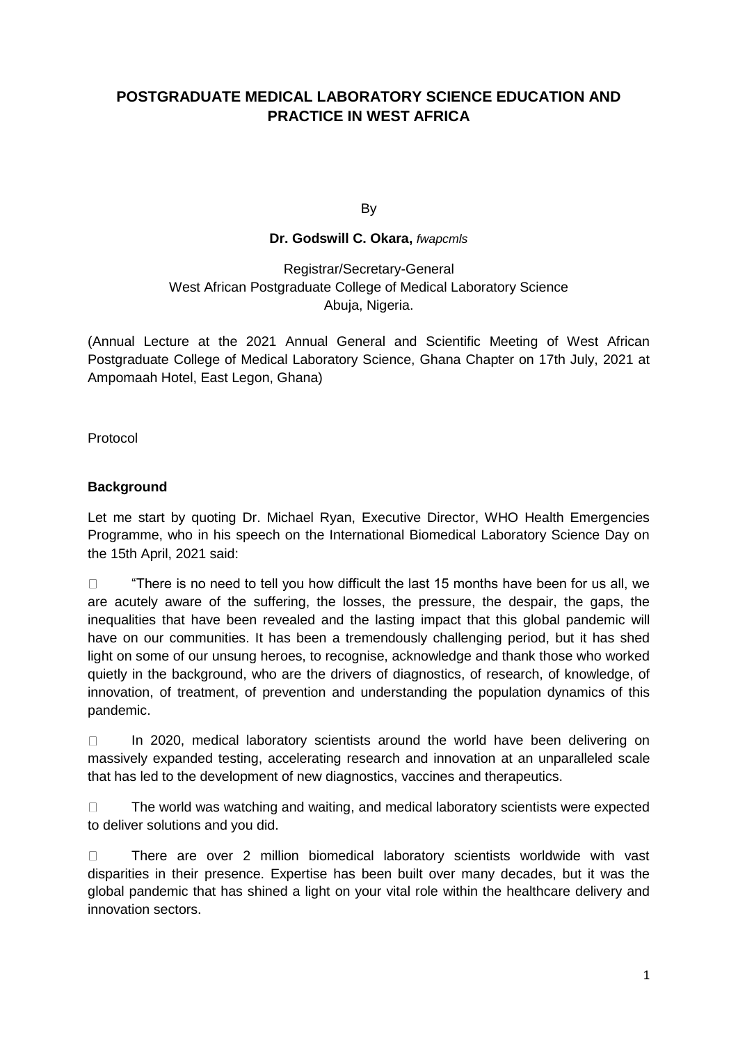# POSTGRADUATE MEDICAL LABORATORY SCIENCE EDUCATION AND PRACTICE IN WEST AFRICA

By

**Dr. Godswill C. Okara,** *fwapcmls*

Registrar/Secretary-General
West African Postgraduate College of Medical Laboratory Science
Abuja, Nigeria.

(Annual Lecture at the 2021 Annual General and Scientific Meeting of West African Postgraduate College of Medical Laboratory Science, Ghana Chapter on 17th July, 2021 at Ampomaah Hotel, East Legon, Ghana)

Protocol

## Background

Let me start by quoting Dr. Michael Ryan, Executive Director, WHO Health Emergencies Programme, who in his speech on the International Biomedical Laboratory Science Day on the 15th April, 2021 said:

- "There is no need to tell you how difficult the last 15 months have been for us all, we are acutely aware of the suffering, the losses, the pressure, the despair, the gaps, the inequalities that have been revealed and the lasting impact that this global pandemic will have on our communities. It has been a tremendously challenging period, but it has shed light on some of our unsung heroes, to recognise, acknowledge and thank those who worked quietly in the background, who are the drivers of diagnostics, of research, of knowledge, of innovation, of treatment, of prevention and understanding the population dynamics of this pandemic.

- In 2020, medical laboratory scientists around the world have been delivering on massively expanded testing, accelerating research and innovation at an unparalleled scale that has led to the development of new diagnostics, vaccines and therapeutics.

- The world was watching and waiting, and medical laboratory scientists were expected to deliver solutions and you did.

- There are over 2 million biomedical laboratory scientists worldwide with vast disparities in their presence. Expertise has been built over many decades, but it was the global pandemic that has shined a light on your vital role within the healthcare delivery and innovation sectors.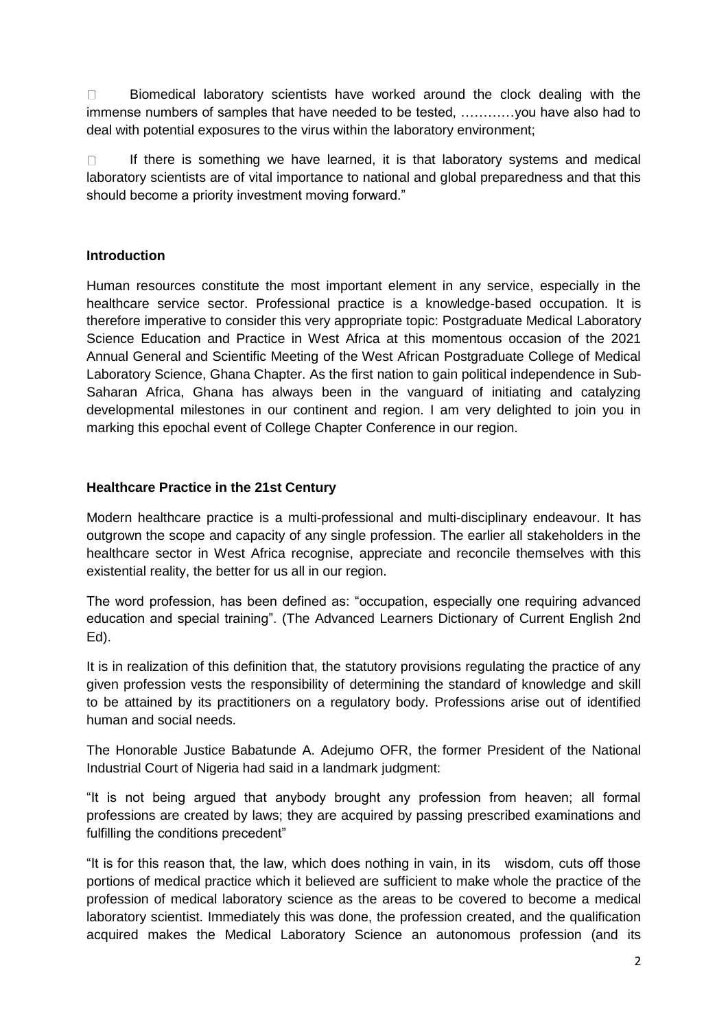- Biomedical laboratory scientists have worked around the clock dealing with the immense numbers of samples that have needed to be tested, …………you have also had to deal with potential exposures to the virus within the laboratory environment;

- If there is something we have learned, it is that laboratory systems and medical laboratory scientists are of vital importance to national and global preparedness and that this should become a priority investment moving forward."

### Introduction

Human resources constitute the most important element in any service, especially in the healthcare service sector. Professional practice is a knowledge-based occupation. It is therefore imperative to consider this very appropriate topic: Postgraduate Medical Laboratory Science Education and Practice in West Africa at this momentous occasion of the 2021 Annual General and Scientific Meeting of the West African Postgraduate College of Medical Laboratory Science, Ghana Chapter. As the first nation to gain political independence in Sub-Saharan Africa, Ghana has always been in the vanguard of initiating and catalyzing developmental milestones in our continent and region. I am very delighted to join you in marking this epochal event of College Chapter Conference in our region.

### Healthcare Practice in the 21st Century

Modern healthcare practice is a multi-professional and multi-disciplinary endeavour. It has outgrown the scope and capacity of any single profession. The earlier all stakeholders in the healthcare sector in West Africa recognise, appreciate and reconcile themselves with this existential reality, the better for us all in our region.

The word profession, has been defined as: "occupation, especially one requiring advanced education and special training". (The Advanced Learners Dictionary of Current English 2nd Ed).

It is in realization of this definition that, the statutory provisions regulating the practice of any given profession vests the responsibility of determining the standard of knowledge and skill to be attained by its practitioners on a regulatory body. Professions arise out of identified human and social needs.

The Honorable Justice Babatunde A. Adejumo OFR, the former President of the National Industrial Court of Nigeria had said in a landmark judgment:

"It is not being argued that anybody brought any profession from heaven; all formal professions are created by laws; they are acquired by passing prescribed examinations and fulfilling the conditions precedent"

"It is for this reason that, the law, which does nothing in vain, in its wisdom, cuts off those portions of medical practice which it believed are sufficient to make whole the practice of the profession of medical laboratory science as the areas to be covered to become a medical laboratory scientist. Immediately this was done, the profession created, and the qualification acquired makes the Medical Laboratory Science an autonomous profession (and its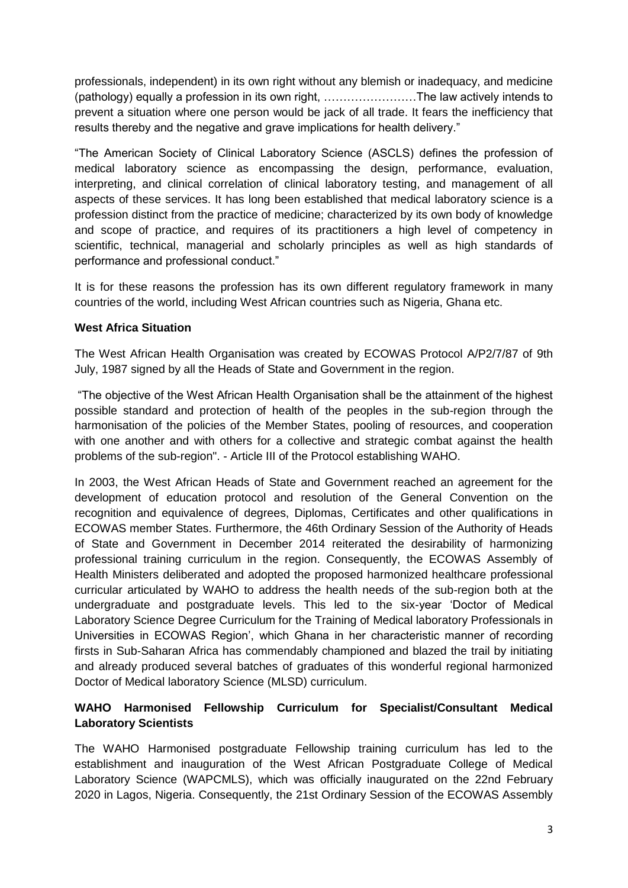professionals, independent) in its own right without any blemish or inadequacy, and medicine (pathology) equally a profession in its own right, ……………………The law actively intends to prevent a situation where one person would be jack of all trade. It fears the inefficiency that results thereby and the negative and grave implications for health delivery."

"The American Society of Clinical Laboratory Science (ASCLS) defines the profession of medical laboratory science as encompassing the design, performance, evaluation, interpreting, and clinical correlation of clinical laboratory testing, and management of all aspects of these services. It has long been established that medical laboratory science is a profession distinct from the practice of medicine; characterized by its own body of knowledge and scope of practice, and requires of its practitioners a high level of competency in scientific, technical, managerial and scholarly principles as well as high standards of performance and professional conduct."

It is for these reasons the profession has its own different regulatory framework in many countries of the world, including West African countries such as Nigeria, Ghana etc.

**West Africa Situation**

The West African Health Organisation was created by ECOWAS Protocol A/P2/7/87 of 9th July, 1987 signed by all the Heads of State and Government in the region.

"The objective of the West African Health Organisation shall be the attainment of the highest possible standard and protection of health of the peoples in the sub-region through the harmonisation of the policies of the Member States, pooling of resources, and cooperation with one another and with others for a collective and strategic combat against the health problems of the sub-region". - Article III of the Protocol establishing WAHO.

In 2003, the West African Heads of State and Government reached an agreement for the development of education protocol and resolution of the General Convention on the recognition and equivalence of degrees, Diplomas, Certificates and other qualifications in ECOWAS member States. Furthermore, the 46th Ordinary Session of the Authority of Heads of State and Government in December 2014 reiterated the desirability of harmonizing professional training curriculum in the region. Consequently, the ECOWAS Assembly of Health Ministers deliberated and adopted the proposed harmonized healthcare professional curricular articulated by WAHO to address the health needs of the sub-region both at the undergraduate and postgraduate levels. This led to the six-year 'Doctor of Medical Laboratory Science Degree Curriculum for the Training of Medical laboratory Professionals in Universities in ECOWAS Region', which Ghana in her characteristic manner of recording firsts in Sub-Saharan Africa has commendably championed and blazed the trail by initiating and already produced several batches of graduates of this wonderful regional harmonized Doctor of Medical laboratory Science (MLSD) curriculum.

**WAHO Harmonised Fellowship Curriculum for Specialist/Consultant Medical Laboratory Scientists**

The WAHO Harmonised postgraduate Fellowship training curriculum has led to the establishment and inauguration of the West African Postgraduate College of Medical Laboratory Science (WAPCMLS), which was officially inaugurated on the 22nd February 2020 in Lagos, Nigeria. Consequently, the 21st Ordinary Session of the ECOWAS Assembly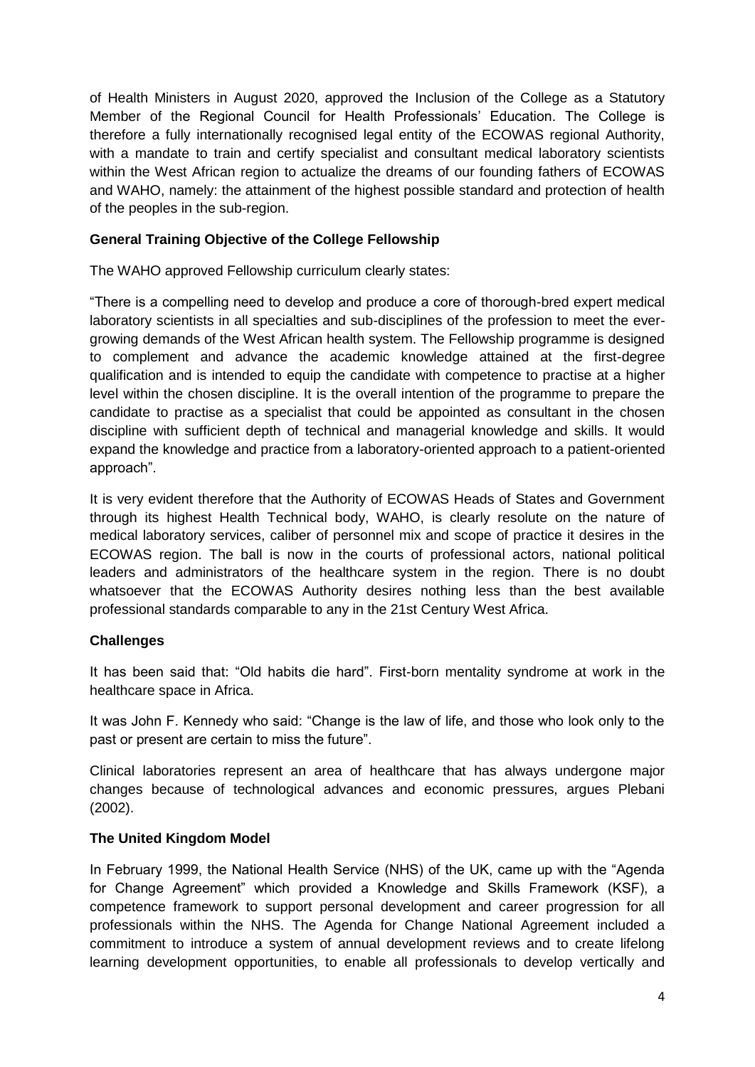of Health Ministers in August 2020, approved the Inclusion of the College as a Statutory Member of the Regional Council for Health Professionals' Education. The College is therefore a fully internationally recognised legal entity of the ECOWAS regional Authority, with a mandate to train and certify specialist and consultant medical laboratory scientists within the West African region to actualize the dreams of our founding fathers of ECOWAS and WAHO, namely: the attainment of the highest possible standard and protection of health of the peoples in the sub-region.

**General Training Objective of the College Fellowship**

The WAHO approved Fellowship curriculum clearly states:

"There is a compelling need to develop and produce a core of thorough-bred expert medical laboratory scientists in all specialties and sub-disciplines of the profession to meet the ever-growing demands of the West African health system. The Fellowship programme is designed to complement and advance the academic knowledge attained at the first-degree qualification and is intended to equip the candidate with competence to practise at a higher level within the chosen discipline. It is the overall intention of the programme to prepare the candidate to practise as a specialist that could be appointed as consultant in the chosen discipline with sufficient depth of technical and managerial knowledge and skills. It would expand the knowledge and practice from a laboratory-oriented approach to a patient-oriented approach".

It is very evident therefore that the Authority of ECOWAS Heads of States and Government through its highest Health Technical body, WAHO, is clearly resolute on the nature of medical laboratory services, caliber of personnel mix and scope of practice it desires in the ECOWAS region. The ball is now in the courts of professional actors, national political leaders and administrators of the healthcare system in the region. There is no doubt whatsoever that the ECOWAS Authority desires nothing less than the best available professional standards comparable to any in the 21st Century West Africa.

**Challenges**

It has been said that: "Old habits die hard". First-born mentality syndrome at work in the healthcare space in Africa.

It was John F. Kennedy who said: "Change is the law of life, and those who look only to the past or present are certain to miss the future".

Clinical laboratories represent an area of healthcare that has always undergone major changes because of technological advances and economic pressures, argues Plebani (2002).

**The United Kingdom Model**

In February 1999, the National Health Service (NHS) of the UK, came up with the "Agenda for Change Agreement" which provided a Knowledge and Skills Framework (KSF), a competence framework to support personal development and career progression for all professionals within the NHS. The Agenda for Change National Agreement included a commitment to introduce a system of annual development reviews and to create lifelong learning development opportunities, to enable all professionals to develop vertically and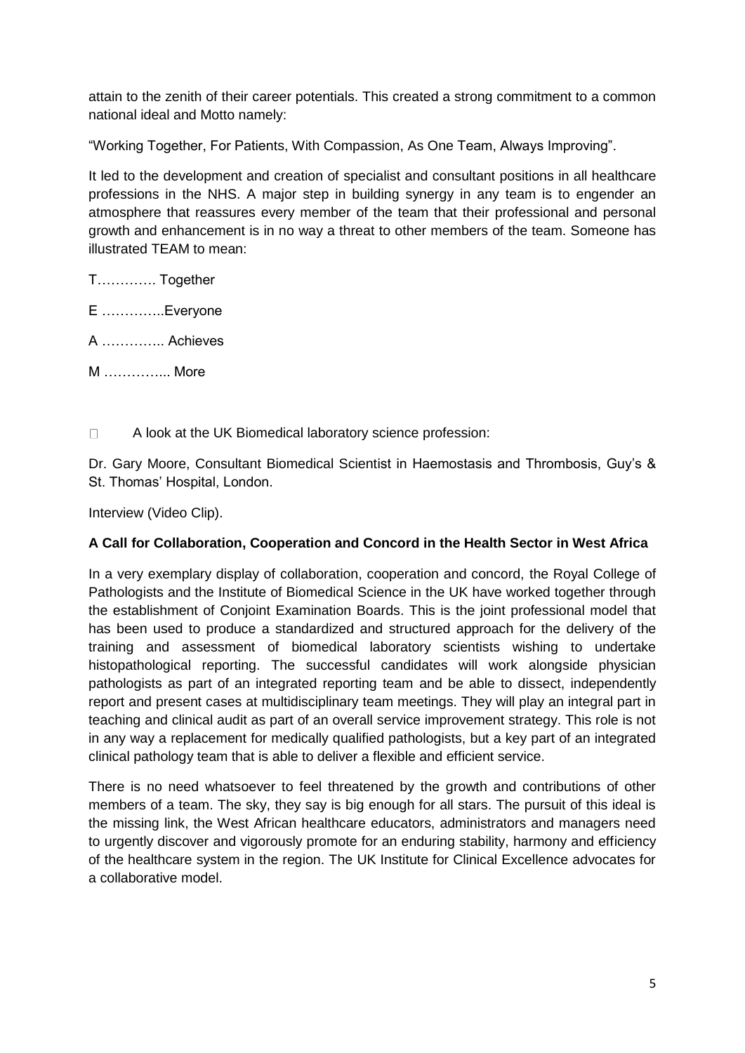attain to the zenith of their career potentials. This created a strong commitment to a common national ideal and Motto namely:

"Working Together, For Patients, With Compassion, As One Team, Always Improving".

It led to the development and creation of specialist and consultant positions in all healthcare professions in the NHS. A major step in building synergy in any team is to engender an atmosphere that reassures every member of the team that their professional and personal growth and enhancement is in no way a threat to other members of the team. Someone has illustrated TEAM to mean:

T…………. Together

E …………..Everyone

A ………….. Achieves

M …………... More

- A look at the UK Biomedical laboratory science profession:

Dr. Gary Moore, Consultant Biomedical Scientist in Haemostasis and Thrombosis, Guy's & St. Thomas' Hospital, London.

Interview (Video Clip).

**A Call for Collaboration, Cooperation and Concord in the Health Sector in West Africa**

In a very exemplary display of collaboration, cooperation and concord, the Royal College of Pathologists and the Institute of Biomedical Science in the UK have worked together through the establishment of Conjoint Examination Boards. This is the joint professional model that has been used to produce a standardized and structured approach for the delivery of the training and assessment of biomedical laboratory scientists wishing to undertake histopathological reporting. The successful candidates will work alongside physician pathologists as part of an integrated reporting team and be able to dissect, independently report and present cases at multidisciplinary team meetings. They will play an integral part in teaching and clinical audit as part of an overall service improvement strategy. This role is not in any way a replacement for medically qualified pathologists, but a key part of an integrated clinical pathology team that is able to deliver a flexible and efficient service.

There is no need whatsoever to feel threatened by the growth and contributions of other members of a team. The sky, they say is big enough for all stars. The pursuit of this ideal is the missing link, the West African healthcare educators, administrators and managers need to urgently discover and vigorously promote for an enduring stability, harmony and efficiency of the healthcare system in the region. The UK Institute for Clinical Excellence advocates for a collaborative model.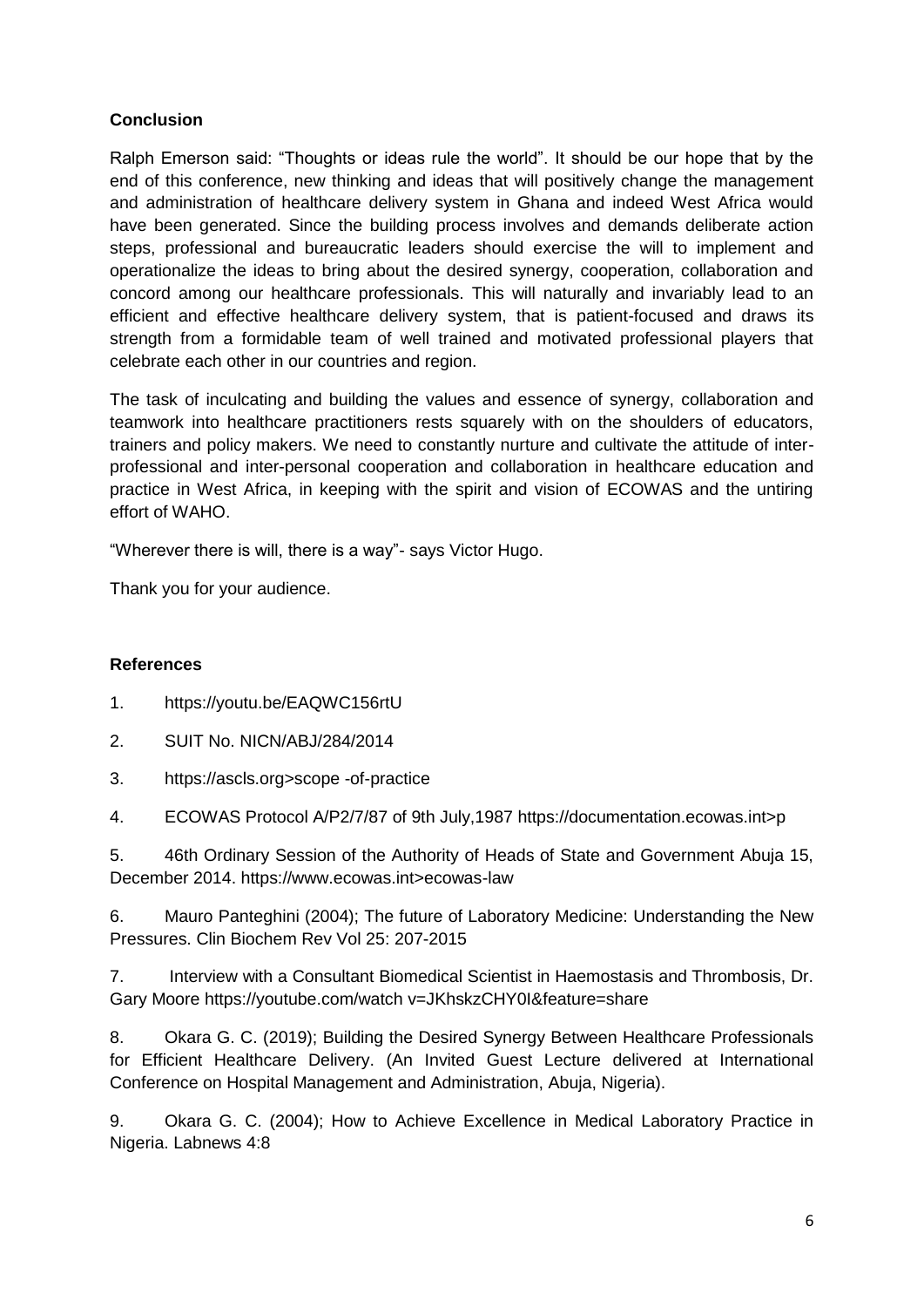**Conclusion**

Ralph Emerson said: "Thoughts or ideas rule the world". It should be our hope that by the end of this conference, new thinking and ideas that will positively change the management and administration of healthcare delivery system in Ghana and indeed West Africa would have been generated. Since the building process involves and demands deliberate action steps, professional and bureaucratic leaders should exercise the will to implement and operationalize the ideas to bring about the desired synergy, cooperation, collaboration and concord among our healthcare professionals. This will naturally and invariably lead to an efficient and effective healthcare delivery system, that is patient-focused and draws its strength from a formidable team of well trained and motivated professional players that celebrate each other in our countries and region.

The task of inculcating and building the values and essence of synergy, collaboration and teamwork into healthcare practitioners rests squarely with on the shoulders of educators, trainers and policy makers. We need to constantly nurture and cultivate the attitude of inter-professional and inter-personal cooperation and collaboration in healthcare education and practice in West Africa, in keeping with the spirit and vision of ECOWAS and the untiring effort of WAHO.

"Wherever there is will, there is a way"- says Victor Hugo.

Thank you for your audience.

**References**

1. https://youtu.be/EAQWC156rtU
2. SUIT No. NICN/ABJ/284/2014
3. https://ascls.org>scope -of-practice
4. ECOWAS Protocol A/P2/7/87 of 9th July,1987 https://documentation.ecowas.int>p
5. 46th Ordinary Session of the Authority of Heads of State and Government Abuja 15, December 2014. https://www.ecowas.int>ecowas-law
6. Mauro Panteghini (2004); The future of Laboratory Medicine: Understanding the New Pressures. Clin Biochem Rev Vol 25: 207-2015
7. Interview with a Consultant Biomedical Scientist in Haemostasis and Thrombosis, Dr. Gary Moore https://youtube.com/watch v=JKhskzCHY0I&feature=share
8. Okara G. C. (2019); Building the Desired Synergy Between Healthcare Professionals for Efficient Healthcare Delivery. (An Invited Guest Lecture delivered at International Conference on Hospital Management and Administration, Abuja, Nigeria).
9. Okara G. C. (2004); How to Achieve Excellence in Medical Laboratory Practice in Nigeria. Labnews 4:8